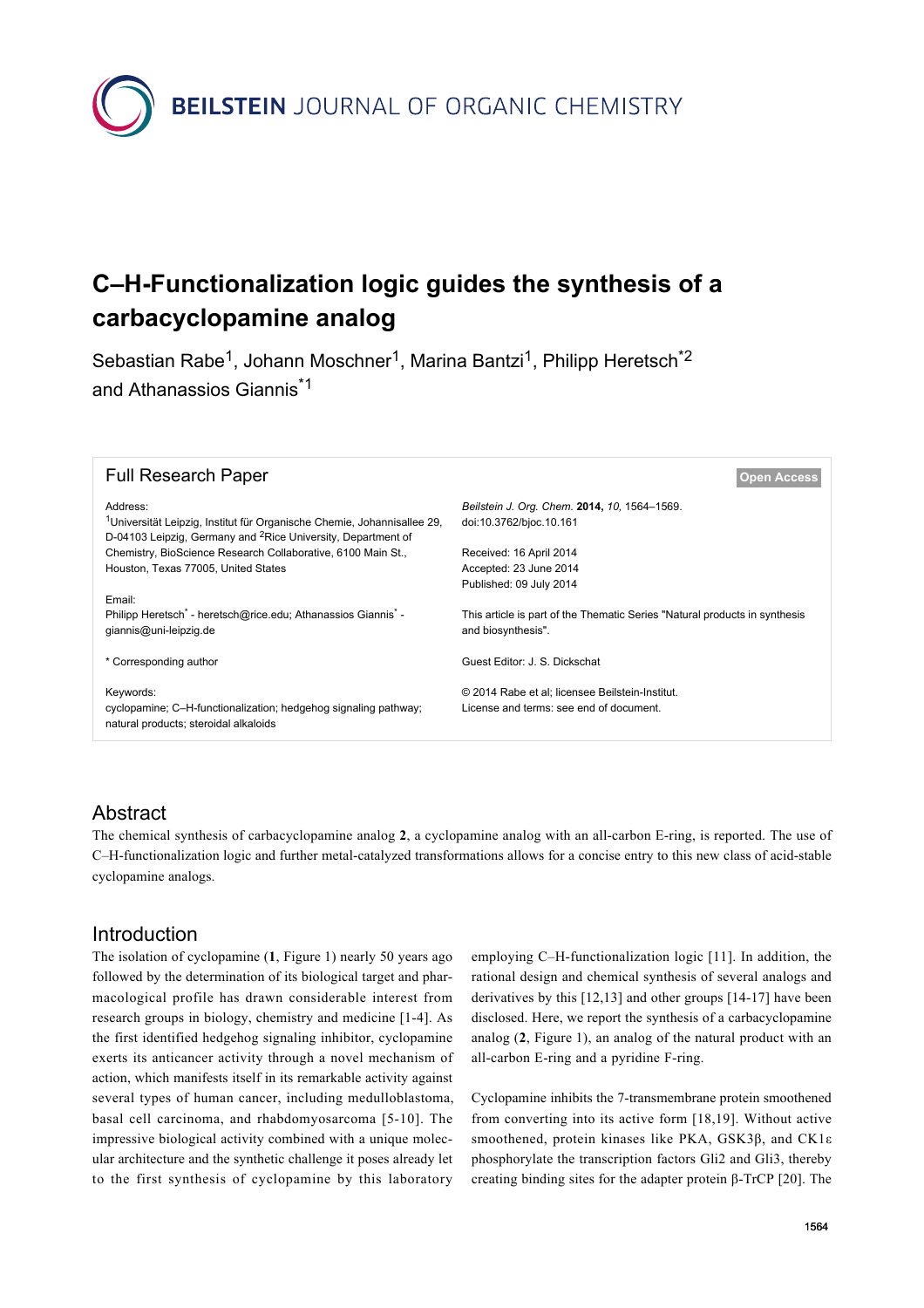# C–H-Functionalization logic guides the synthesis of a carbacyclopamine analog

Sebastian Rabe[1], Johann Moschner[1], Marina Bantzi[1], Philipp Heretsch*[2] and Athanassios Giannis*[1]

Full Research Paper

Open Access

Address:
[1]Universität Leipzig, Institut für Organische Chemie, Johannisallee 29, D-04103 Leipzig, Germany and [2]Rice University, Department of Chemistry, BioScience Research Collaborative, 6100 Main St., Houston, Texas 77005, United States

Email:
Philipp Heretsch* - heretsch@rice.edu; Athanassios Giannis* - giannis@uni-leipzig.de

* Corresponding author

Keywords:
cyclopamine; C–H-functionalization; hedgehog signaling pathway; natural products; steroidal alkaloids

*Beilstein J. Org. Chem.* **2014,** *10,* 1564–1569.
doi:10.3762/bjoc.10.161

Received: 16 April 2014
Accepted: 23 June 2014
Published: 09 July 2014

This article is part of the Thematic Series "Natural products in synthesis and biosynthesis".

Guest Editor: J. S. Dickschat

© 2014 Rabe et al; licensee Beilstein-Institut.
License and terms: see end of document.

## Abstract

The chemical synthesis of carbacyclopamine analog **2**, a cyclopamine analog with an all-carbon E-ring, is reported. The use of C–H-functionalization logic and further metal-catalyzed transformations allows for a concise entry to this new class of acid-stable cyclopamine analogs.

## Introduction

The isolation of cyclopamine (**1**, Figure 1) nearly 50 years ago followed by the determination of its biological target and pharmacological profile has drawn considerable interest from research groups in biology, chemistry and medicine [1-4]. As the first identified hedgehog signaling inhibitor, cyclopamine exerts its anticancer activity through a novel mechanism of action, which manifests itself in its remarkable activity against several types of human cancer, including medulloblastoma, basal cell carcinoma, and rhabdomyosarcoma [5-10]. The impressive biological activity combined with a unique molecular architecture and the synthetic challenge it poses already let to the first synthesis of cyclopamine by this laboratory employing C–H-functionalization logic [11]. In addition, the rational design and chemical synthesis of several analogs and derivatives by this [12,13] and other groups [14-17] have been disclosed. Here, we report the synthesis of a carbacyclopamine analog (**2**, Figure 1), an analog of the natural product with an all-carbon E-ring and a pyridine F-ring.

Cyclopamine inhibits the 7-transmembrane protein smoothened from converting into its active form [18,19]. Without active smoothened, protein kinases like PKA, GSK3β, and CK1ε phosphorylate the transcription factors Gli2 and Gli3, thereby creating binding sites for the adapter protein β-TrCP [20]. The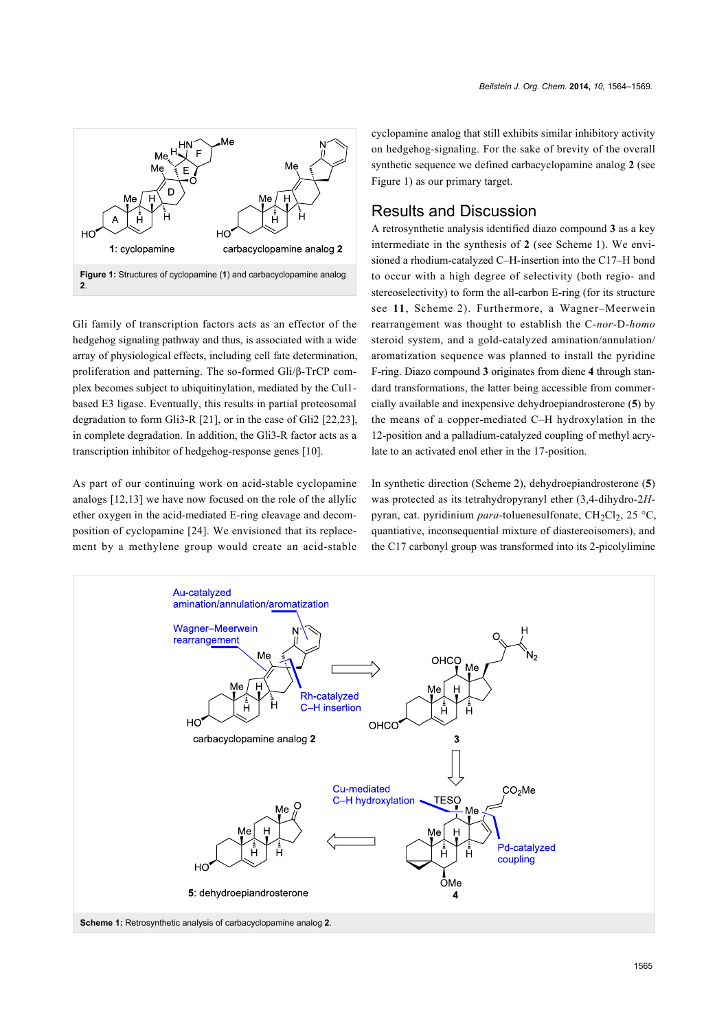Figure 1: Structures of cyclopamine (**1**) and carbacyclopamine analog **2**.

Gli family of transcription factors acts as an effector of the hedgehog signaling pathway and thus, is associated with a wide array of physiological effects, including cell fate determination, proliferation and patterning. The so-formed Gli/β-TrCP complex becomes subject to ubiquitinylation, mediated by the Cul1-based E3 ligase. Eventually, this results in partial proteosomal degradation to form Gli3-R [21], or in the case of Gli2 [22,23], in complete degradation. In addition, the Gli3-R factor acts as a transcription inhibitor of hedgehog-response genes [10].

As part of our continuing work on acid-stable cyclopamine analogs [12,13] we have now focused on the role of the allylic ether oxygen in the acid-mediated E-ring cleavage and decomposition of cyclopamine [24]. We envisioned that its replacement by a methylene group would create an acid-stable cyclopamine analog that still exhibits similar inhibitory activity on hedgehog-signaling. For the sake of brevity of the overall synthetic sequence we defined carbacyclopamine analog **2** (see Figure 1) as our primary target.

## Results and Discussion

A retrosynthetic analysis identified diazo compound **3** as a key intermediate in the synthesis of **2** (see Scheme 1). We envisioned a rhodium-catalyzed C–H-insertion into the C17–H bond to occur with a high degree of selectivity (both regio- and stereoselectivity) to form the all-carbon E-ring (for its structure see **11**, Scheme 2). Furthermore, a Wagner–Meerwein rearrangement was thought to establish the C-*nor*-D-*homo* steroid system, and a gold-catalyzed amination/annulation/aromatization sequence was planned to install the pyridine F-ring. Diazo compound **3** originates from diene **4** through standard transformations, the latter being accessible from commercially available and inexpensive dehydroepiandrosterone (**5**) by the means of a copper-mediated C–H hydroxylation in the 12-position and a palladium-catalyzed coupling of methyl acrylate to an activated enol ether in the 17-position.

In synthetic direction (Scheme 2), dehydroepiandrosterone (**5**) was protected as its tetrahydropyranyl ether (3,4-dihydro-2*H*-pyran, cat. pyridinium *para*-toluenesulfonate, $CH_2Cl_2$, 25 °C, quantiative, inconsequential mixture of diastereoisomers), and the C17 carbonyl group was transformed into its 2-picolylimine

Scheme 1: Retrosynthetic analysis of carbacyclopamine analog **2**.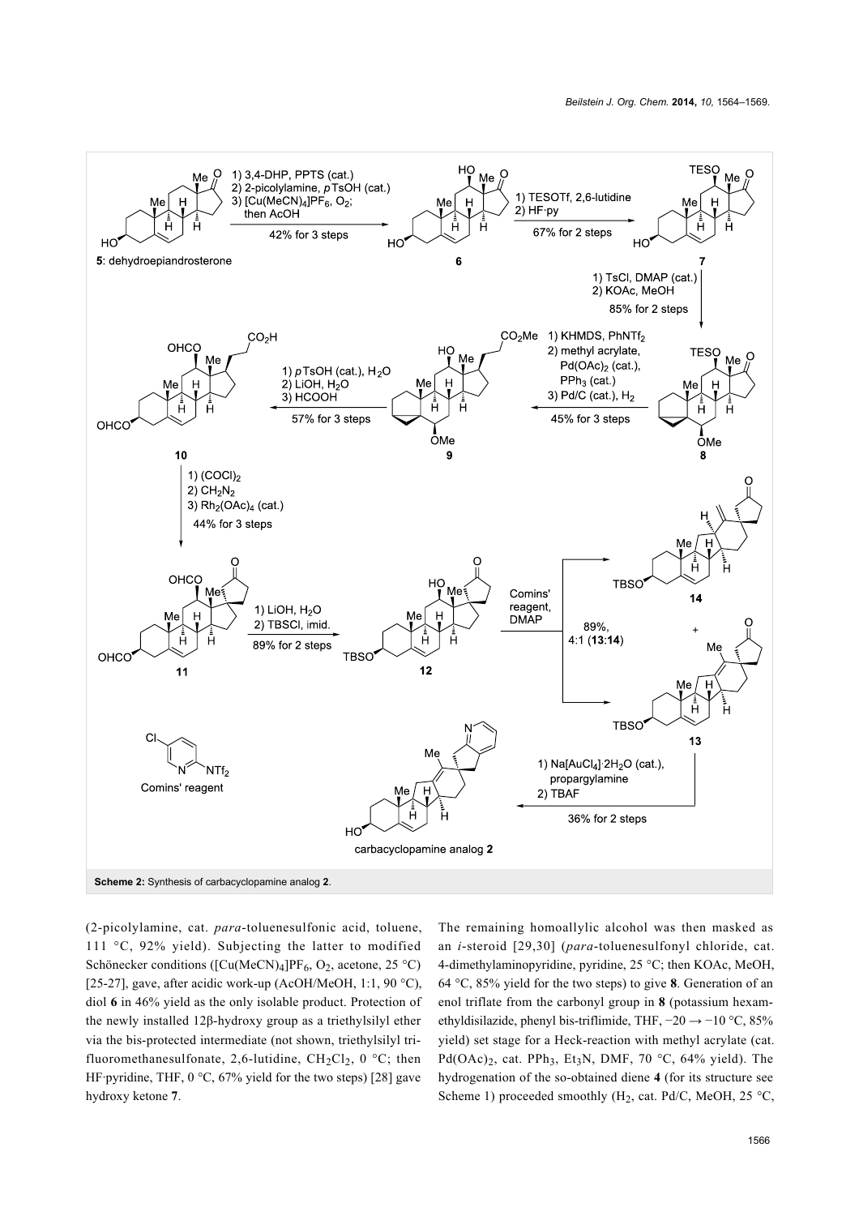Scheme 2: Synthesis of carbacyclopamine analog **2**.

(2-picolylamine, cat. *para*-toluenesulfonic acid, toluene, 111 °C, 92% yield). Subjecting the latter to modified Schönecker conditions ($[Cu(MeCN)_4]PF_6$, $O_2$, acetone, 25 °C) [25-27], gave, after acidic work-up (AcOH/MeOH, 1:1, 90 °C), diol **6** in 46% yield as the only isolable product. Protection of the newly installed 12β-hydroxy group as a triethylsilyl ether via the bis-protected intermediate (not shown, triethylsilyl trifluoromethanesulfonate, 2,6-lutidine, $CH_2Cl_2$, 0 °C; then HF·pyridine, THF, 0 °C, 67% yield for the two steps) [28] gave hydroxy ketone **7**.

The remaining homoallylic alcohol was then masked as an *i*-steroid [29,30] (*para*-toluenesulfonyl chloride, cat. 4-dimethylaminopyridine, pyridine, 25 °C; then KOAc, MeOH, 64 °C, 85% yield for the two steps) to give **8**. Generation of an enol triflate from the carbonyl group in **8** (potassium hexamethyldisilazide, phenyl bis-triflimide, THF, −20 → −10 °C, 85% yield) set stage for a Heck-reaction with methyl acrylate (cat. $Pd(OAc)_2$, cat. $PPh_3$, $Et_3N$, DMF, 70 °C, 64% yield). The hydrogenation of the so-obtained diene **4** (for its structure see Scheme 1) proceeded smoothly ($H_2$, cat. Pd/C, MeOH, 25 °C,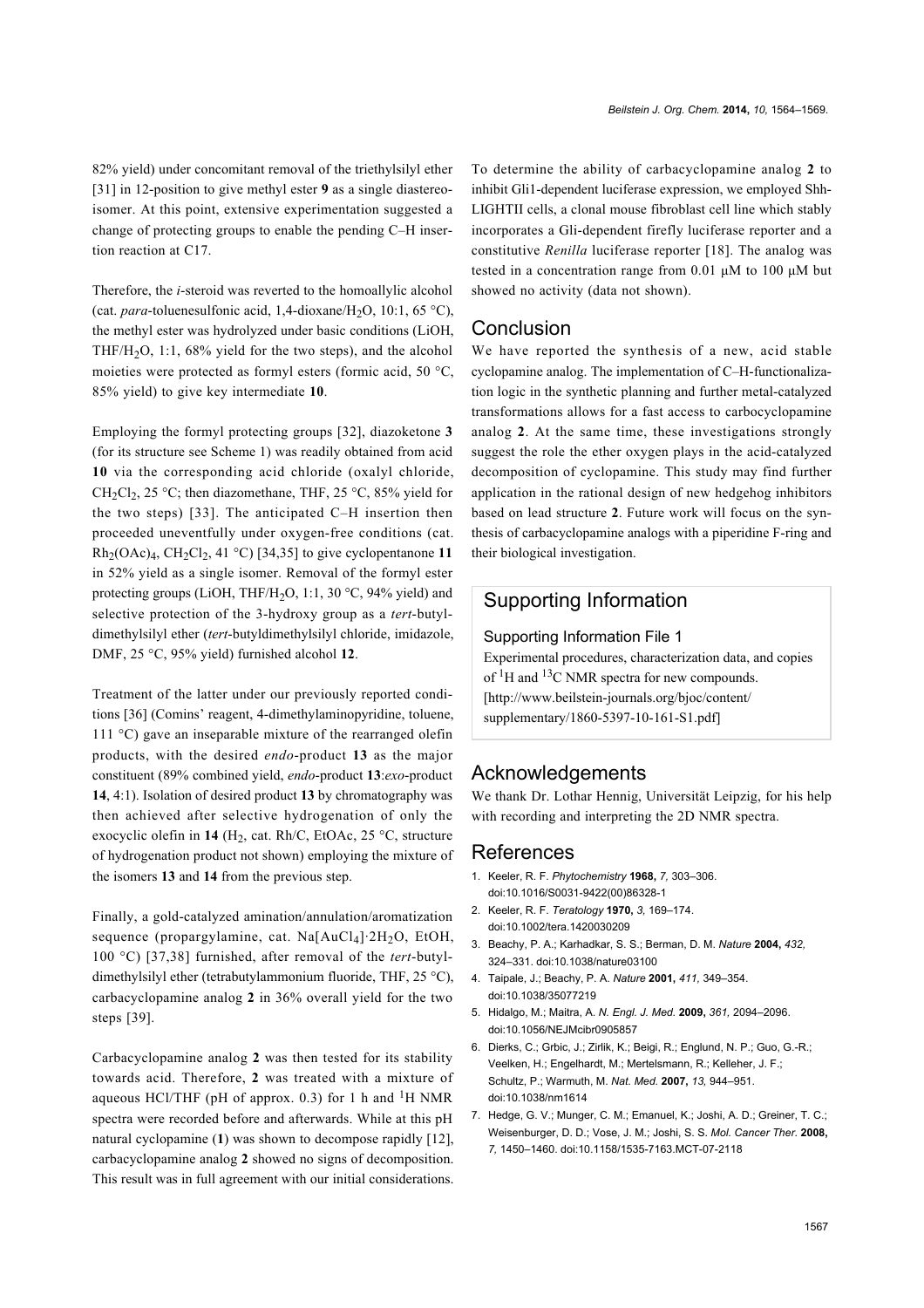82% yield) under concomitant removal of the triethylsilyl ether [31] in 12-position to give methyl ester **9** as a single diastereoisomer. At this point, extensive experimentation suggested a change of protecting groups to enable the pending C–H insertion reaction at C17.

Therefore, the *i*-steroid was reverted to the homoallylic alcohol (cat. *para*-toluenesulfonic acid, 1,4-dioxane/$H_2O$, 10:1, 65 °C), the methyl ester was hydrolyzed under basic conditions (LiOH, THF/$H_2O$, 1:1, 68% yield for the two steps), and the alcohol moieties were protected as formyl esters (formic acid, 50 °C, 85% yield) to give key intermediate **10**.

Employing the formyl protecting groups [32], diazoketone **3** (for its structure see Scheme 1) was readily obtained from acid **10** via the corresponding acid chloride (oxalyl chloride, $CH_2Cl_2$, 25 °C; then diazomethane, THF, 25 °C, 85% yield for the two steps) [33]. The anticipated C–H insertion then proceeded uneventfully under oxygen-free conditions (cat. $Rh_2(OAc)_4$, $CH_2Cl_2$, 41 °C) [34,35] to give cyclopentanone **11** in 52% yield as a single isomer. Removal of the formyl ester protecting groups (LiOH, THF/$H_2O$, 1:1, 30 °C, 94% yield) and selective protection of the 3-hydroxy group as a *tert*-butyldimethylsilyl ether (*tert*-butyldimethylsilyl chloride, imidazole, DMF, 25 °C, 95% yield) furnished alcohol **12**.

Treatment of the latter under our previously reported conditions [36] (Comins' reagent, 4-dimethylaminopyridine, toluene, 111 °C) gave an inseparable mixture of the rearranged olefin products, with the desired *endo*-product **13** as the major constituent (89% combined yield, *endo*-product **13**:*exo*-product **14**, 4:1). Isolation of desired product **13** by chromatography was then achieved after selective hydrogenation of only the exocyclic olefin in **14** ($H_2$, cat. Rh/C, EtOAc, 25 °C, structure of hydrogenation product not shown) employing the mixture of the isomers **13** and **14** from the previous step.

Finally, a gold-catalyzed amination/annulation/aromatization sequence (propargylamine, cat. $Na[AuCl_4]\cdot 2H_2O$, EtOH, 100 °C) [37,38] furnished, after removal of the *tert*-butyldimethylsilyl ether (tetrabutylammonium fluoride, THF, 25 °C), carbacyclopamine analog **2** in 36% overall yield for the two steps [39].

Carbacyclopamine analog **2** was then tested for its stability towards acid. Therefore, **2** was treated with a mixture of aqueous HCl/THF (pH of approx. 0.3) for 1 h and $^1$H NMR spectra were recorded before and afterwards. While at this pH natural cyclopamine (**1**) was shown to decompose rapidly [12], carbacyclopamine analog **2** showed no signs of decomposition. This result was in full agreement with our initial considerations.

To determine the ability of carbacyclopamine analog **2** to inhibit Gli1-dependent luciferase expression, we employed Shh-LIGHTII cells, a clonal mouse fibroblast cell line which stably incorporates a Gli-dependent firefly luciferase reporter and a constitutive *Renilla* luciferase reporter [18]. The analog was tested in a concentration range from 0.01 µM to 100 µM but showed no activity (data not shown).

## Conclusion

We have reported the synthesis of a new, acid stable cyclopamine analog. The implementation of C–H-functionalization logic in the synthetic planning and further metal-catalyzed transformations allows for a fast access to carbocyclopamine analog **2**. At the same time, these investigations strongly suggest the role the ether oxygen plays in the acid-catalyzed decomposition of cyclopamine. This study may find further application in the rational design of new hedgehog inhibitors based on lead structure **2**. Future work will focus on the synthesis of carbacyclopamine analogs with a piperidine F-ring and their biological investigation.

## Supporting Information

### Supporting Information File 1

Experimental procedures, characterization data, and copies of $^1$H and $^{13}$C NMR spectra for new compounds.
[http://www.beilstein-journals.org/bjoc/content/supplementary/1860-5397-10-161-S1.pdf]

## Acknowledgements

We thank Dr. Lothar Hennig, Universität Leipzig, for his help with recording and interpreting the 2D NMR spectra.

## References

1. Keeler, R. F. *Phytochemistry* **1968,** *7,* 303–306. doi:10.1016/S0031-9422(00)86328-1
2. Keeler, R. F. *Teratology* **1970,** *3,* 169–174. doi:10.1002/tera.1420030209
3. Beachy, P. A.; Karhadkar, S. S.; Berman, D. M. *Nature* **2004,** *432,* 324–331. doi:10.1038/nature03100
4. Taipale, J.; Beachy, P. A. *Nature* **2001,** *411,* 349–354. doi:10.1038/35077219
5. Hidalgo, M.; Maitra, A. *N. Engl. J. Med.* **2009,** *361,* 2094–2096. doi:10.1056/NEJMcibr0905857
6. Dierks, C.; Grbic, J.; Zirlik, K.; Beigi, R.; Englund, N. P.; Guo, G.-R.; Veelken, H.; Engelhardt, M.; Mertelsmann, R.; Kelleher, J. F.; Schultz, P.; Warmuth, M. *Nat. Med.* **2007,** *13,* 944–951. doi:10.1038/nm1614
7. Hegde, G. V.; Munger, C. M.; Emanuel, K.; Joshi, A. D.; Greiner, T. C.; Weisenburger, D. D.; Vose, J. M.; Joshi, S. S. *Mol. Cancer Ther.* **2008,** *7,* 1450–1460. doi:10.1158/1535-7163.MCT-07-2118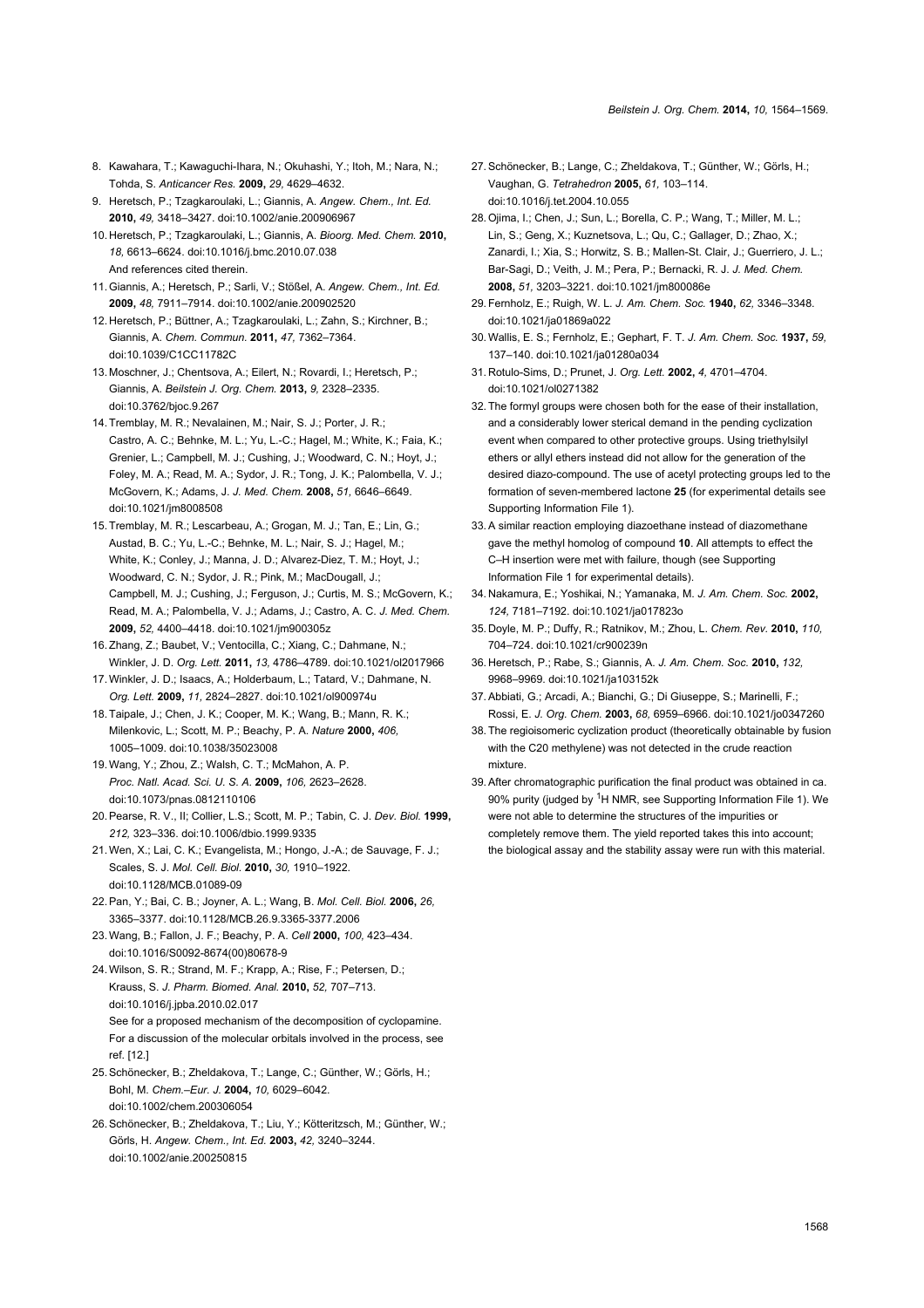8. Kawahara, T.; Kawaguchi-Ihara, N.; Okuhashi, Y.; Itoh, M.; Nara, N.; Tohda, S. *Anticancer Res.* **2009,** *29,* 4629–4632.
9. Heretsch, P.; Tzagkaroulaki, L.; Giannis, A. *Angew. Chem., Int. Ed.* **2010,** *49,* 3418–3427. doi:10.1002/anie.200906967
10. Heretsch, P.; Tzagkaroulaki, L.; Giannis, A. *Bioorg. Med. Chem.* **2010,** *18,* 6613–6624. doi:10.1016/j.bmc.2010.07.038 And references cited therein.
11. Giannis, A.; Heretsch, P.; Sarli, V.; Stößel, A. *Angew. Chem., Int. Ed.* **2009,** *48,* 7911–7914. doi:10.1002/anie.200902520
12. Heretsch, P.; Büttner, A.; Tzagkaroulaki, L.; Zahn, S.; Kirchner, B.; Giannis, A. *Chem. Commun.* **2011,** *47,* 7362–7364. doi:10.1039/C1CC11782C
13. Moschner, J.; Chentsova, A.; Eilert, N.; Rovardi, I.; Heretsch, P.; Giannis, A. *Beilstein J. Org. Chem.* **2013,** *9,* 2328–2335. doi:10.3762/bjoc.9.267
14. Tremblay, M. R.; Nevalainen, M.; Nair, S. J.; Porter, J. R.; Castro, A. C.; Behnke, M. L.; Yu, L.-C.; Hagel, M.; White, K.; Faia, K.; Grenier, L.; Campbell, M. J.; Cushing, J.; Woodward, C. N.; Hoyt, J.; Foley, M. A.; Read, M. A.; Sydor, J. R.; Tong, J. K.; Palombella, V. J.; McGovern, K.; Adams, J. *J. Med. Chem.* **2008,** *51,* 6646–6649. doi:10.1021/jm8008508
15. Tremblay, M. R.; Lescarbeau, A.; Grogan, M. J.; Tan, E.; Lin, G.; Austad, B. C.; Yu, L.-C.; Behnke, M. L.; Nair, S. J.; Hagel, M.; White, K.; Conley, J.; Manna, J. D.; Alvarez-Diez, T. M.; Hoyt, J.; Woodward, C. N.; Sydor, J. R.; Pink, M.; MacDougall, J.; Campbell, M. J.; Cushing, J.; Ferguson, J.; Curtis, M. S.; McGovern, K.; Read, M. A.; Palombella, V. J.; Adams, J.; Castro, A. C. *J. Med. Chem.* **2009,** *52,* 4400–4418. doi:10.1021/jm900305z
16. Zhang, Z.; Baubet, V.; Ventocilla, C.; Xiang, C.; Dahmane, N.; Winkler, J. D. *Org. Lett.* **2011,** *13,* 4786–4789. doi:10.1021/ol2017966
17. Winkler, J. D.; Isaacs, A.; Holderbaum, L.; Tatard, V.; Dahmane, N. *Org. Lett.* **2009,** *11,* 2824–2827. doi:10.1021/ol900974u
18. Taipale, J.; Chen, J. K.; Cooper, M. K.; Wang, B.; Mann, R. K.; Milenkovic, L.; Scott, M. P.; Beachy, P. A. *Nature* **2000,** *406,* 1005–1009. doi:10.1038/35023008
19. Wang, Y.; Zhou, Z.; Walsh, C. T.; McMahon, A. P. *Proc. Natl. Acad. Sci. U. S. A.* **2009,** *106,* 2623–2628. doi:10.1073/pnas.0812110106
20. Pearse, R. V., II; Collier, L.S.; Scott, M. P.; Tabin, C. J. *Dev. Biol.* **1999,** *212,* 323–336. doi:10.1006/dbio.1999.9335
21. Wen, X.; Lai, C. K.; Evangelista, M.; Hongo, J.-A.; de Sauvage, F. J.; Scales, S. J. *Mol. Cell. Biol.* **2010,** *30,* 1910–1922. doi:10.1128/MCB.01089-09
22. Pan, Y.; Bai, C. B.; Joyner, A. L.; Wang, B. *Mol. Cell. Biol.* **2006,** *26,* 3365–3377. doi:10.1128/MCB.26.9.3365-3377.2006
23. Wang, B.; Fallon, J. F.; Beachy, P. A. *Cell* **2000,** *100,* 423–434. doi:10.1016/S0092-8674(00)80678-9
24. Wilson, S. R.; Strand, M. F.; Krapp, A.; Rise, F.; Petersen, D.; Krauss, S. *J. Pharm. Biomed. Anal.* **2010,** *52,* 707–713. doi:10.1016/j.jpba.2010.02.017 See for a proposed mechanism of the decomposition of cyclopamine. For a discussion of the molecular orbitals involved in the process, see ref. [12.]
25. Schönecker, B.; Zheldakova, T.; Lange, C.; Günther, W.; Görls, H.; Bohl, M. *Chem.–Eur. J.* **2004,** *10,* 6029–6042. doi:10.1002/chem.200306054
26. Schönecker, B.; Zheldakova, T.; Liu, Y.; Kötteritzsch, M.; Günther, W.; Görls, H. *Angew. Chem., Int. Ed.* **2003,** *42,* 3240–3244. doi:10.1002/anie.200250815
27. Schönecker, B.; Lange, C.; Zheldakova, T.; Günther, W.; Görls, H.; Vaughan, G. *Tetrahedron* **2005,** *61,* 103–114. doi:10.1016/j.tet.2004.10.055
28. Ojima, I.; Chen, J.; Sun, L.; Borella, C. P.; Wang, T.; Miller, M. L.; Lin, S.; Geng, X.; Kuznetsova, L.; Qu, C.; Gallager, D.; Zhao, X.; Zanardi, I.; Xia, S.; Horwitz, S. B.; Mallen-St. Clair, J.; Guerriero, J. L.; Bar-Sagi, D.; Veith, J. M.; Pera, P.; Bernacki, R. J. *J. Med. Chem.* **2008,** *51,* 3203–3221. doi:10.1021/jm800086e
29. Fernholz, E.; Ruigh, W. L. *J. Am. Chem. Soc.* **1940,** *62,* 3346–3348. doi:10.1021/ja01869a022
30. Wallis, E. S.; Fernholz, E.; Gephart, F. T. *J. Am. Chem. Soc.* **1937,** *59,* 137–140. doi:10.1021/ja01280a034
31. Rotulo-Sims, D.; Prunet, J. *Org. Lett.* **2002,** *4,* 4701–4704. doi:10.1021/ol0271382
32. The formyl groups were chosen both for the ease of their installation, and a considerably lower sterical demand in the pending cyclization event when compared to other protective groups. Using triethylsilyl ethers or allyl ethers instead did not allow for the generation of the desired diazo-compound. The use of acetyl protecting groups led to the formation of seven-membered lactone **25** (for experimental details see Supporting Information File 1).
33. A similar reaction employing diazoethane instead of diazomethane gave the methyl homolog of compound **10**. All attempts to effect the C–H insertion were met with failure, though (see Supporting Information File 1 for experimental details).
34. Nakamura, E.; Yoshikai, N.; Yamanaka, M. *J. Am. Chem. Soc.* **2002,** *124,* 7181–7192. doi:10.1021/ja017823o
35. Doyle, M. P.; Duffy, R.; Ratnikov, M.; Zhou, L. *Chem. Rev.* **2010,** *110,* 704–724. doi:10.1021/cr900239n
36. Heretsch, P.; Rabe, S.; Giannis, A. *J. Am. Chem. Soc.* **2010,** *132,* 9968–9969. doi:10.1021/ja103152k
37. Abbiati, G.; Arcadi, A.; Bianchi, G.; Di Giuseppe, S.; Marinelli, F.; Rossi, E. *J. Org. Chem.* **2003,** *68,* 6959–6966. doi:10.1021/jo0347260
38. The regioisomeric cyclization product (theoretically obtainable by fusion with the C20 methylene) was not detected in the crude reaction mixture.
39. After chromatographic purification the final product was obtained in ca. 90% purity (judged by $^{1}$H NMR, see Supporting Information File 1). We were not able to determine the structures of the impurities or completely remove them. The yield reported takes this into account; the biological assay and the stability assay were run with this material.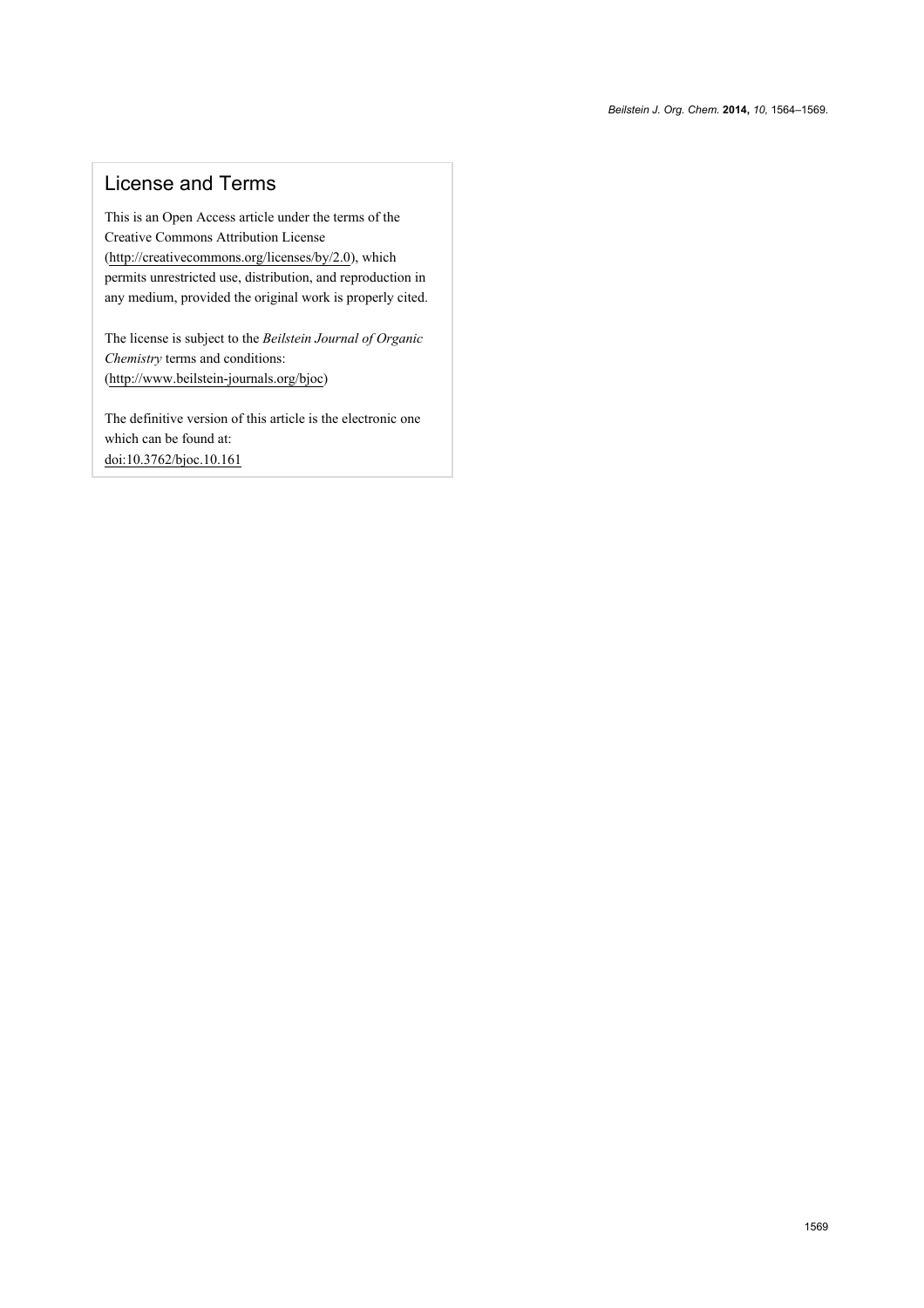## License and Terms

This is an Open Access article under the terms of the Creative Commons Attribution License (http://creativecommons.org/licenses/by/2.0), which permits unrestricted use, distribution, and reproduction in any medium, provided the original work is properly cited.

The license is subject to the *Beilstein Journal of Organic Chemistry* terms and conditions: (http://www.beilstein-journals.org/bjoc)

The definitive version of this article is the electronic one which can be found at:
doi:10.3762/bjoc.10.161